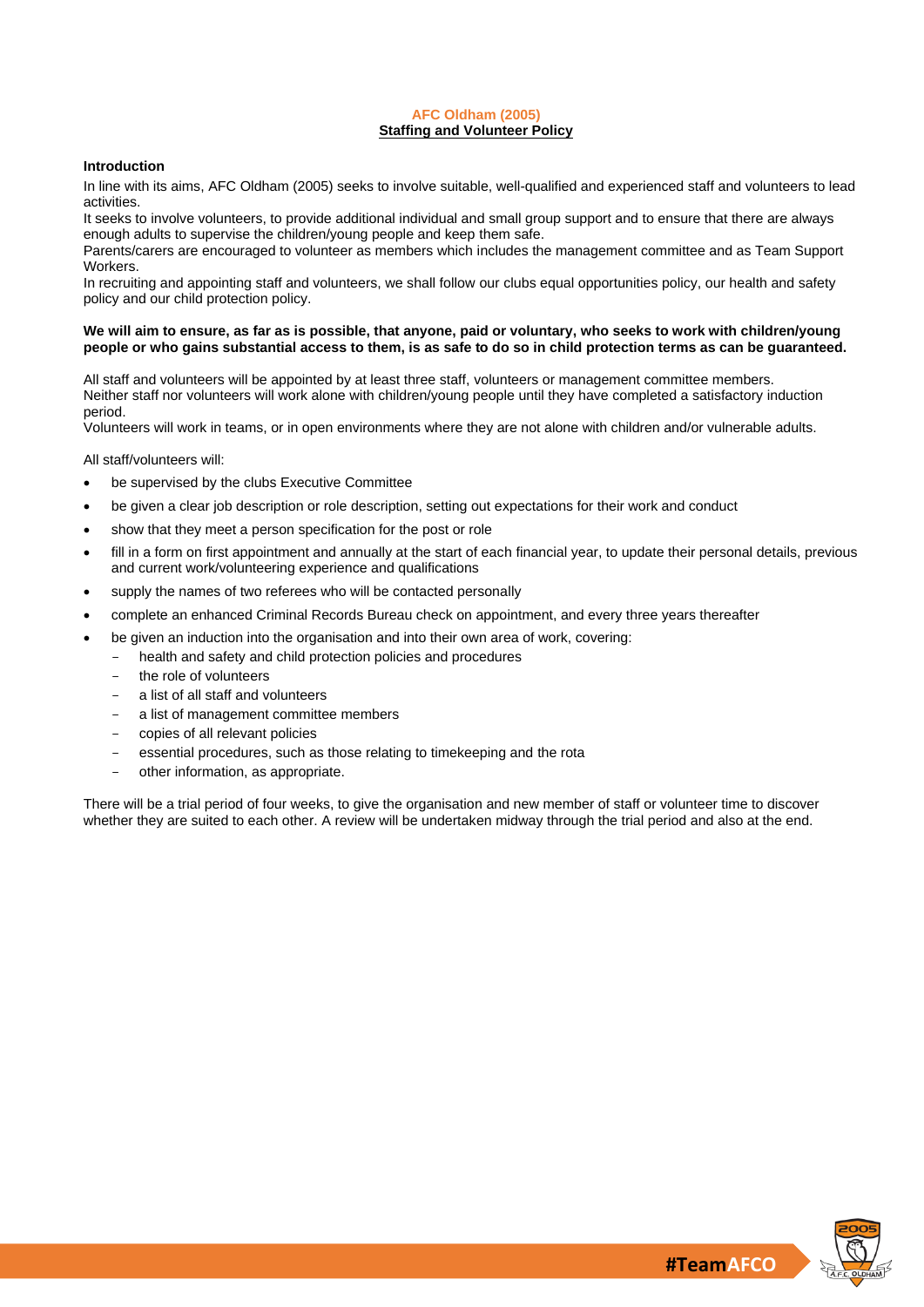# AFC Oldham (2005)
## Staffing and Volunteer Policy

### Introduction

In line with its aims, AFC Oldham (2005) seeks to involve suitable, well-qualified and experienced staff and volunteers to lead activities.
It seeks to involve volunteers, to provide additional individual and small group support and to ensure that there are always enough adults to supervise the children/young people and keep them safe.
Parents/carers are encouraged to volunteer as members which includes the management committee and as Team Support Workers.
In recruiting and appointing staff and volunteers, we shall follow our clubs equal opportunities policy, our health and safety policy and our child protection policy.

**We will aim to ensure, as far as is possible, that anyone, paid or voluntary, who seeks to work with children/young people or who gains substantial access to them, is as safe to do so in child protection terms as can be guaranteed.**

All staff and volunteers will be appointed by at least three staff, volunteers or management committee members.
Neither staff nor volunteers will work alone with children/young people until they have completed a satisfactory induction period.
Volunteers will work in teams, or in open environments where they are not alone with children and/or vulnerable adults.

All staff/volunteers will:

- be supervised by the clubs Executive Committee
- be given a clear job description or role description, setting out expectations for their work and conduct
- show that they meet a person specification for the post or role
- fill in a form on first appointment and annually at the start of each financial year, to update their personal details, previous and current work/volunteering experience and qualifications
- supply the names of two referees who will be contacted personally
- complete an enhanced Criminal Records Bureau check on appointment, and every three years thereafter
- be given an induction into the organisation and into their own area of work, covering:
  - health and safety and child protection policies and procedures
  - the role of volunteers
  - a list of all staff and volunteers
  - a list of management committee members
  - copies of all relevant policies
  - essential procedures, such as those relating to timekeeping and the rota
  - other information, as appropriate.

There will be a trial period of four weeks, to give the organisation and new member of staff or volunteer time to discover whether they are suited to each other. A review will be undertaken midway through the trial period and also at the end.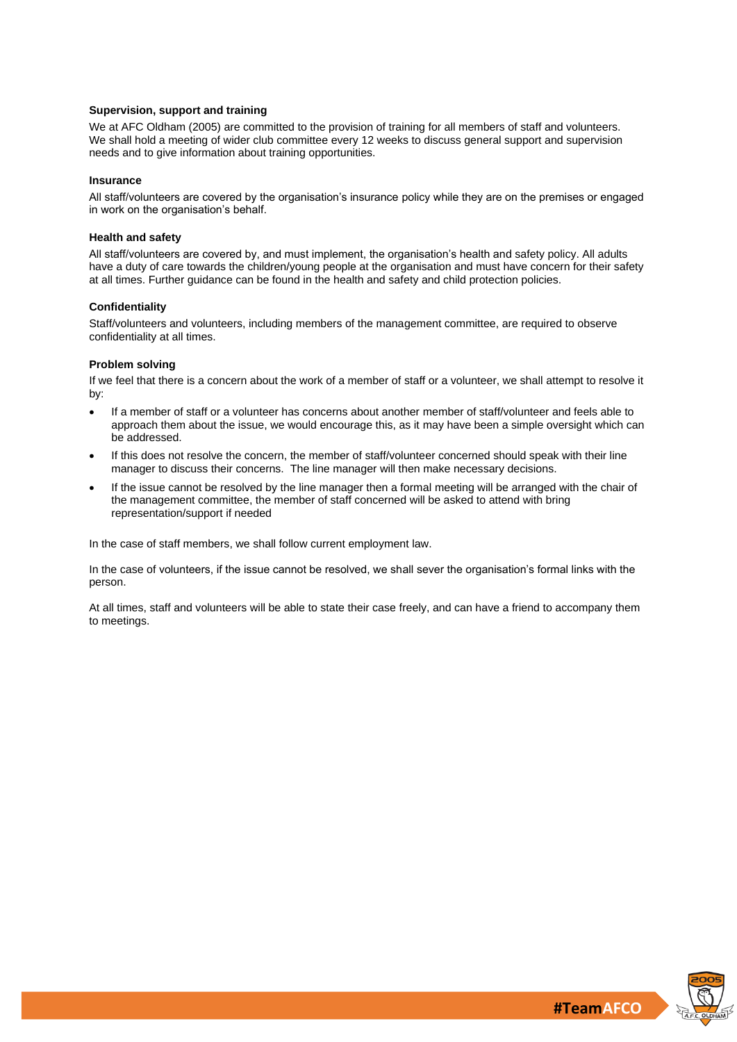**Supervision, support and training**

We at AFC Oldham (2005) are committed to the provision of training for all members of staff and volunteers. We shall hold a meeting of wider club committee every 12 weeks to discuss general support and supervision needs and to give information about training opportunities.

**Insurance**

All staff/volunteers are covered by the organisation's insurance policy while they are on the premises or engaged in work on the organisation's behalf.

**Health and safety**

All staff/volunteers are covered by, and must implement, the organisation's health and safety policy. All adults have a duty of care towards the children/young people at the organisation and must have concern for their safety at all times. Further guidance can be found in the health and safety and child protection policies.

**Confidentiality**

Staff/volunteers and volunteers, including members of the management committee, are required to observe confidentiality at all times.

**Problem solving**

If we feel that there is a concern about the work of a member of staff or a volunteer, we shall attempt to resolve it by:

- If a member of staff or a volunteer has concerns about another member of staff/volunteer and feels able to approach them about the issue, we would encourage this, as it may have been a simple oversight which can be addressed.
- If this does not resolve the concern, the member of staff/volunteer concerned should speak with their line manager to discuss their concerns. The line manager will then make necessary decisions.
- If the issue cannot be resolved by the line manager then a formal meeting will be arranged with the chair of the management committee, the member of staff concerned will be asked to attend with bring representation/support if needed

In the case of staff members, we shall follow current employment law.

In the case of volunteers, if the issue cannot be resolved, we shall sever the organisation's formal links with the person.

At all times, staff and volunteers will be able to state their case freely, and can have a friend to accompany them to meetings.